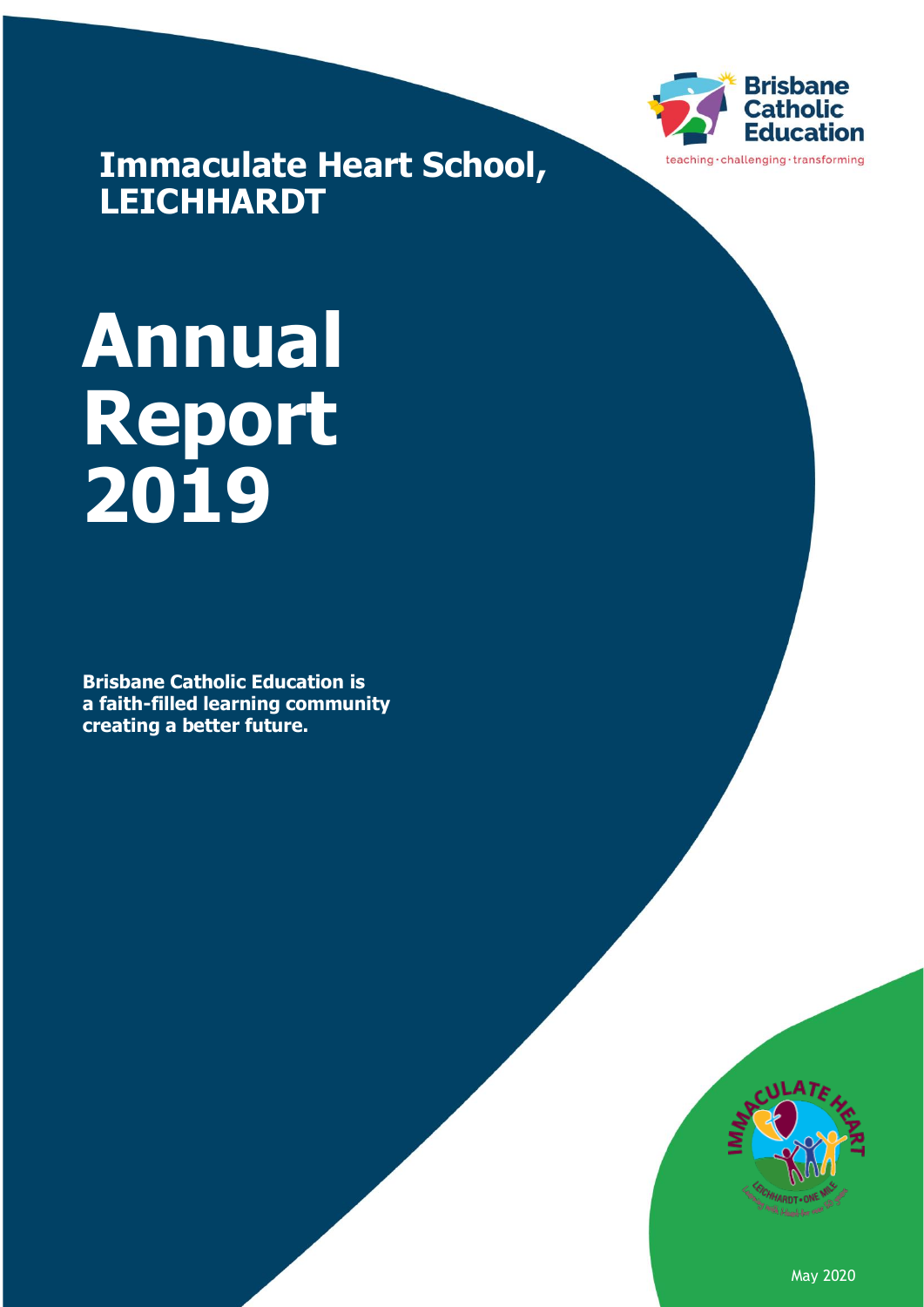Brisbane Catholic Education

teaching · challenging · transforming

## Immaculate Heart School, LEICHHARDT

# Annual Report 2019

**Brisbane Catholic Education is a faith-filled learning community creating a better future.**

May 2020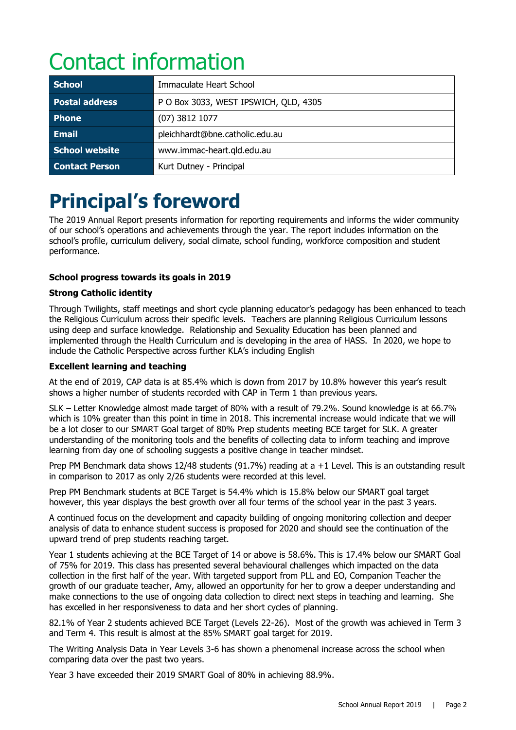# Contact information

| School | Immaculate Heart School |
|---|---|
| Postal address | P O Box 3033, WEST IPSWICH, QLD, 4305 |
| Phone | (07) 3812 1077 |
| Email | pleichhardt@bne.catholic.edu.au |
| School website | www.immac-heart.qld.edu.au |
| Contact Person | Kurt Dutney - Principal |

# Principal's foreword

The 2019 Annual Report presents information for reporting requirements and informs the wider community of our school's operations and achievements through the year. The report includes information on the school's profile, curriculum delivery, social climate, school funding, workforce composition and student performance.

**School progress towards its goals in 2019**

**Strong Catholic identity**

Through Twilights, staff meetings and short cycle planning educator's pedagogy has been enhanced to teach the Religious Curriculum across their specific levels. Teachers are planning Religious Curriculum lessons using deep and surface knowledge. Relationship and Sexuality Education has been planned and implemented through the Health Curriculum and is developing in the area of HASS. In 2020, we hope to include the Catholic Perspective across further KLA's including English

**Excellent learning and teaching**

At the end of 2019, CAP data is at 85.4% which is down from 2017 by 10.8% however this year's result shows a higher number of students recorded with CAP in Term 1 than previous years.

SLK – Letter Knowledge almost made target of 80% with a result of 79.2%. Sound knowledge is at 66.7% which is 10% greater than this point in time in 2018. This incremental increase would indicate that we will be a lot closer to our SMART Goal target of 80% Prep students meeting BCE target for SLK. A greater understanding of the monitoring tools and the benefits of collecting data to inform teaching and improve learning from day one of schooling suggests a positive change in teacher mindset.

Prep PM Benchmark data shows 12/48 students (91.7%) reading at a +1 Level. This is an outstanding result in comparison to 2017 as only 2/26 students were recorded at this level.

Prep PM Benchmark students at BCE Target is 54.4% which is 15.8% below our SMART goal target however, this year displays the best growth over all four terms of the school year in the past 3 years.

A continued focus on the development and capacity building of ongoing monitoring collection and deeper analysis of data to enhance student success is proposed for 2020 and should see the continuation of the upward trend of prep students reaching target.

Year 1 students achieving at the BCE Target of 14 or above is 58.6%. This is 17.4% below our SMART Goal of 75% for 2019. This class has presented several behavioural challenges which impacted on the data collection in the first half of the year. With targeted support from PLL and EO, Companion Teacher the growth of our graduate teacher, Amy, allowed an opportunity for her to grow a deeper understanding and make connections to the use of ongoing data collection to direct next steps in teaching and learning. She has excelled in her responsiveness to data and her short cycles of planning.

82.1% of Year 2 students achieved BCE Target (Levels 22-26). Most of the growth was achieved in Term 3 and Term 4. This result is almost at the 85% SMART goal target for 2019.

The Writing Analysis Data in Year Levels 3-6 has shown a phenomenal increase across the school when comparing data over the past two years.

Year 3 have exceeded their 2019 SMART Goal of 80% in achieving 88.9%.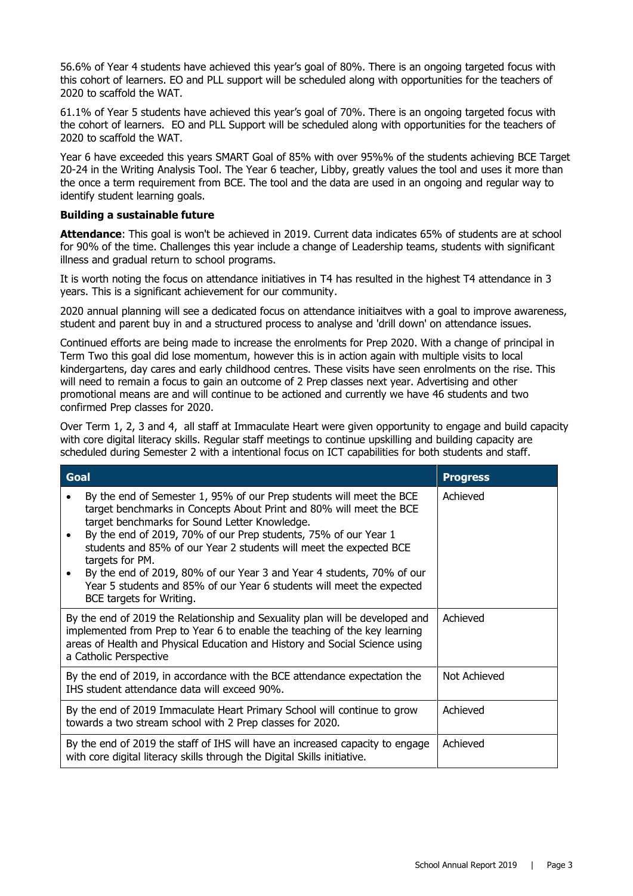56.6% of Year 4 students have achieved this year's goal of 80%. There is an ongoing targeted focus with this cohort of learners. EO and PLL support will be scheduled along with opportunities for the teachers of 2020 to scaffold the WAT.

61.1% of Year 5 students have achieved this year's goal of 70%. There is an ongoing targeted focus with the cohort of learners. EO and PLL Support will be scheduled along with opportunities for the teachers of 2020 to scaffold the WAT.

Year 6 have exceeded this years SMART Goal of 85% with over 95%% of the students achieving BCE Target 20-24 in the Writing Analysis Tool. The Year 6 teacher, Libby, greatly values the tool and uses it more than the once a term requirement from BCE. The tool and the data are used in an ongoing and regular way to identify student learning goals.

**Building a sustainable future**

**Attendance**: This goal is won't be achieved in 2019. Current data indicates 65% of students are at school for 90% of the time. Challenges this year include a change of Leadership teams, students with significant illness and gradual return to school programs.

It is worth noting the focus on attendance initiatives in T4 has resulted in the highest T4 attendance in 3 years. This is a significant achievement for our community.

2020 annual planning will see a dedicated focus on attendance initiaitves with a goal to improve awareness, student and parent buy in and a structured process to analyse and 'drill down' on attendance issues.

Continued efforts are being made to increase the enrolments for Prep 2020. With a change of principal in Term Two this goal did lose momentum, however this is in action again with multiple visits to local kindergartens, day cares and early childhood centres. These visits have seen enrolments on the rise. This will need to remain a focus to gain an outcome of 2 Prep classes next year. Advertising and other promotional means are and will continue to be actioned and currently we have 46 students and two confirmed Prep classes for 2020.

Over Term 1, 2, 3 and 4, all staff at Immaculate Heart were given opportunity to engage and build capacity with core digital literacy skills. Regular staff meetings to continue upskilling and building capacity are scheduled during Semester 2 with a intentional focus on ICT capabilities for both students and staff.

| Goal | Progress |
|---|---|
| • By the end of Semester 1, 95% of our Prep students will meet the BCE target benchmarks in Concepts About Print and 80% will meet the BCE target benchmarks for Sound Letter Knowledge.<br>• By the end of 2019, 70% of our Prep students, 75% of our Year 1 students and 85% of our Year 2 students will meet the expected BCE targets for PM.<br>• By the end of 2019, 80% of our Year 3 and Year 4 students, 70% of our Year 5 students and 85% of our Year 6 students will meet the expected BCE targets for Writing. | Achieved |
| By the end of 2019 the Relationship and Sexuality plan will be developed and implemented from Prep to Year 6 to enable the teaching of the key learning areas of Health and Physical Education and History and Social Science using a Catholic Perspective | Achieved |
| By the end of 2019, in accordance with the BCE attendance expectation the IHS student attendance data will exceed 90%. | Not Achieved |
| By the end of 2019 Immaculate Heart Primary School will continue to grow towards a two stream school with 2 Prep classes for 2020. | Achieved |
| By the end of 2019 the staff of IHS will have an increased capacity to engage with core digital literacy skills through the Digital Skills initiative. | Achieved |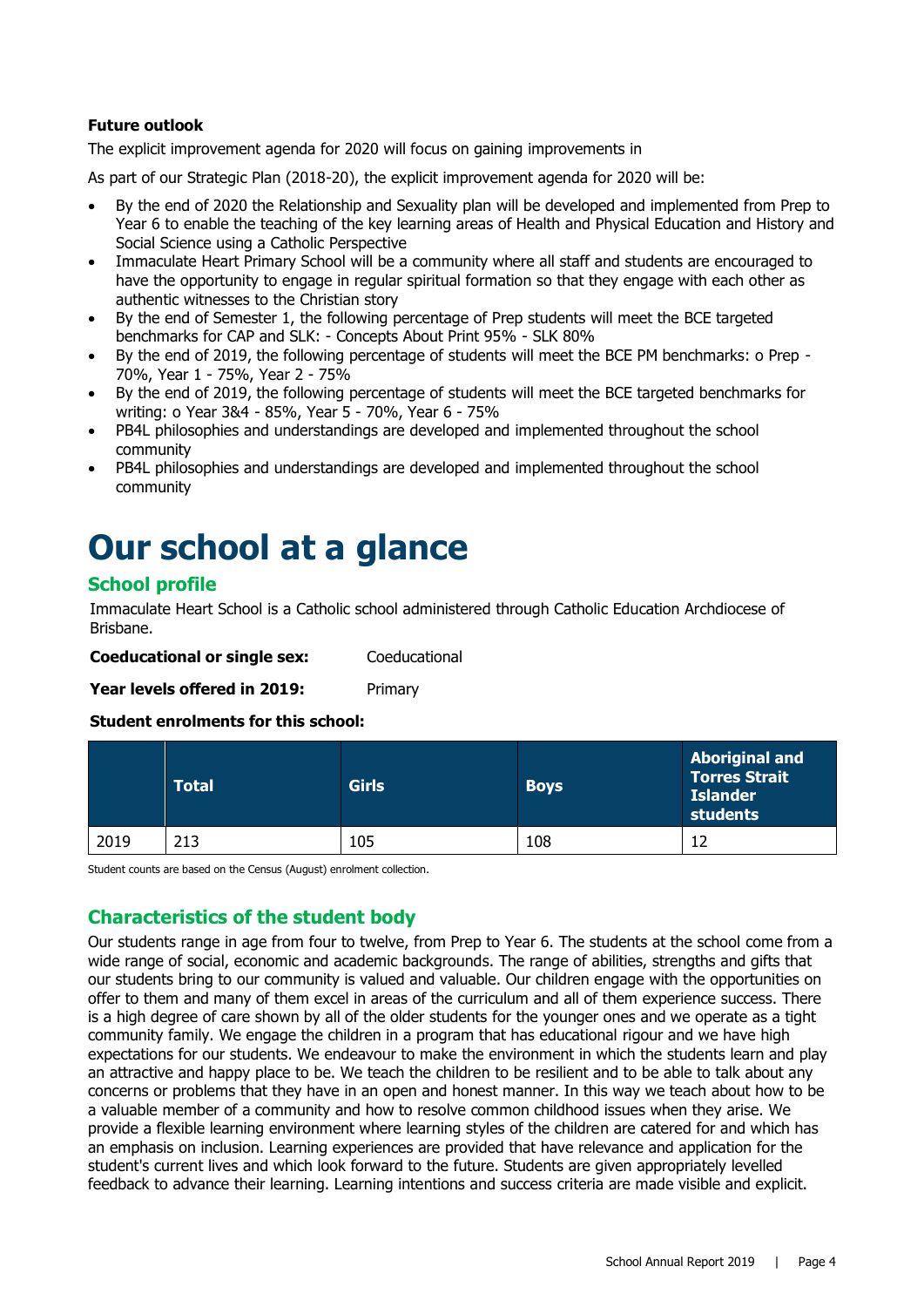**Future outlook**

The explicit improvement agenda for 2020 will focus on gaining improvements in

As part of our Strategic Plan (2018-20), the explicit improvement agenda for 2020 will be:

- By the end of 2020 the Relationship and Sexuality plan will be developed and implemented from Prep to Year 6 to enable the teaching of the key learning areas of Health and Physical Education and History and Social Science using a Catholic Perspective
- Immaculate Heart Primary School will be a community where all staff and students are encouraged to have the opportunity to engage in regular spiritual formation so that they engage with each other as authentic witnesses to the Christian story
- By the end of Semester 1, the following percentage of Prep students will meet the BCE targeted benchmarks for CAP and SLK: - Concepts About Print 95% - SLK 80%
- By the end of 2019, the following percentage of students will meet the BCE PM benchmarks: o Prep - 70%, Year 1 - 75%, Year 2 - 75%
- By the end of 2019, the following percentage of students will meet the BCE targeted benchmarks for writing: o Year 3&4 - 85%, Year 5 - 70%, Year 6 - 75%
- PB4L philosophies and understandings are developed and implemented throughout the school community
- PB4L philosophies and understandings are developed and implemented throughout the school community

# Our school at a glance

## School profile

Immaculate Heart School is a Catholic school administered through Catholic Education Archdiocese of Brisbane.

**Coeducational or single sex:** Coeducational

**Year levels offered in 2019:** Primary

**Student enrolments for this school:**

| | Total | Girls | Boys | Aboriginal and Torres Strait Islander students |
|---|---|---|---|---|
| 2019 | 213 | 105 | 108 | 12 |

Student counts are based on the Census (August) enrolment collection.

## Characteristics of the student body

Our students range in age from four to twelve, from Prep to Year 6. The students at the school come from a wide range of social, economic and academic backgrounds. The range of abilities, strengths and gifts that our students bring to our community is valued and valuable. Our children engage with the opportunities on offer to them and many of them excel in areas of the curriculum and all of them experience success. There is a high degree of care shown by all of the older students for the younger ones and we operate as a tight community family. We engage the children in a program that has educational rigour and we have high expectations for our students. We endeavour to make the environment in which the students learn and play an attractive and happy place to be. We teach the children to be resilient and to be able to talk about any concerns or problems that they have in an open and honest manner. In this way we teach about how to be a valuable member of a community and how to resolve common childhood issues when they arise. We provide a flexible learning environment where learning styles of the children are catered for and which has an emphasis on inclusion. Learning experiences are provided that have relevance and application for the student's current lives and which look forward to the future. Students are given appropriately levelled feedback to advance their learning. Learning intentions and success criteria are made visible and explicit.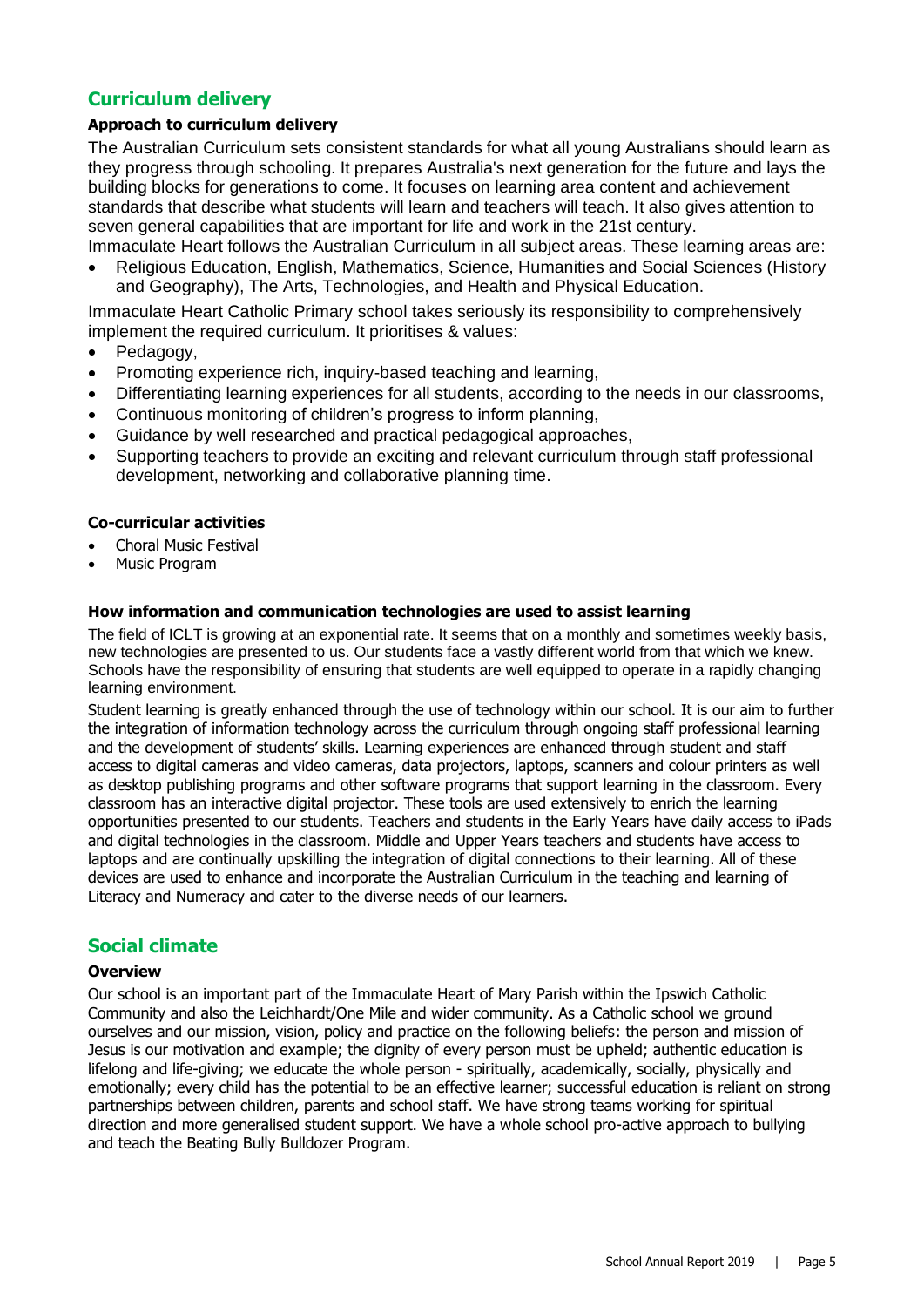## Curriculum delivery

### Approach to curriculum delivery

The Australian Curriculum sets consistent standards for what all young Australians should learn as they progress through schooling. It prepares Australia's next generation for the future and lays the building blocks for generations to come. It focuses on learning area content and achievement standards that describe what students will learn and teachers will teach. It also gives attention to seven general capabilities that are important for life and work in the 21st century.
Immaculate Heart follows the Australian Curriculum in all subject areas. These learning areas are:

- Religious Education, English, Mathematics, Science, Humanities and Social Sciences (History and Geography), The Arts, Technologies, and Health and Physical Education.

Immaculate Heart Catholic Primary school takes seriously its responsibility to comprehensively implement the required curriculum. It prioritises & values:

- Pedagogy,
- Promoting experience rich, inquiry-based teaching and learning,
- Differentiating learning experiences for all students, according to the needs in our classrooms,
- Continuous monitoring of children's progress to inform planning,
- Guidance by well researched and practical pedagogical approaches,
- Supporting teachers to provide an exciting and relevant curriculum through staff professional development, networking and collaborative planning time.

### Co-curricular activities

- Choral Music Festival
- Music Program

### How information and communication technologies are used to assist learning

The field of ICLT is growing at an exponential rate. It seems that on a monthly and sometimes weekly basis, new technologies are presented to us. Our students face a vastly different world from that which we knew. Schools have the responsibility of ensuring that students are well equipped to operate in a rapidly changing learning environment.

Student learning is greatly enhanced through the use of technology within our school. It is our aim to further the integration of information technology across the curriculum through ongoing staff professional learning and the development of students' skills. Learning experiences are enhanced through student and staff access to digital cameras and video cameras, data projectors, laptops, scanners and colour printers as well as desktop publishing programs and other software programs that support learning in the classroom. Every classroom has an interactive digital projector. These tools are used extensively to enrich the learning opportunities presented to our students. Teachers and students in the Early Years have daily access to iPads and digital technologies in the classroom. Middle and Upper Years teachers and students have access to laptops and are continually upskilling the integration of digital connections to their learning. All of these devices are used to enhance and incorporate the Australian Curriculum in the teaching and learning of Literacy and Numeracy and cater to the diverse needs of our learners.

## Social climate

### Overview

Our school is an important part of the Immaculate Heart of Mary Parish within the Ipswich Catholic Community and also the Leichhardt/One Mile and wider community. As a Catholic school we ground ourselves and our mission, vision, policy and practice on the following beliefs: the person and mission of Jesus is our motivation and example; the dignity of every person must be upheld; authentic education is lifelong and life-giving; we educate the whole person - spiritually, academically, socially, physically and emotionally; every child has the potential to be an effective learner; successful education is reliant on strong partnerships between children, parents and school staff. We have strong teams working for spiritual direction and more generalised student support. We have a whole school pro-active approach to bullying and teach the Beating Bully Bulldozer Program.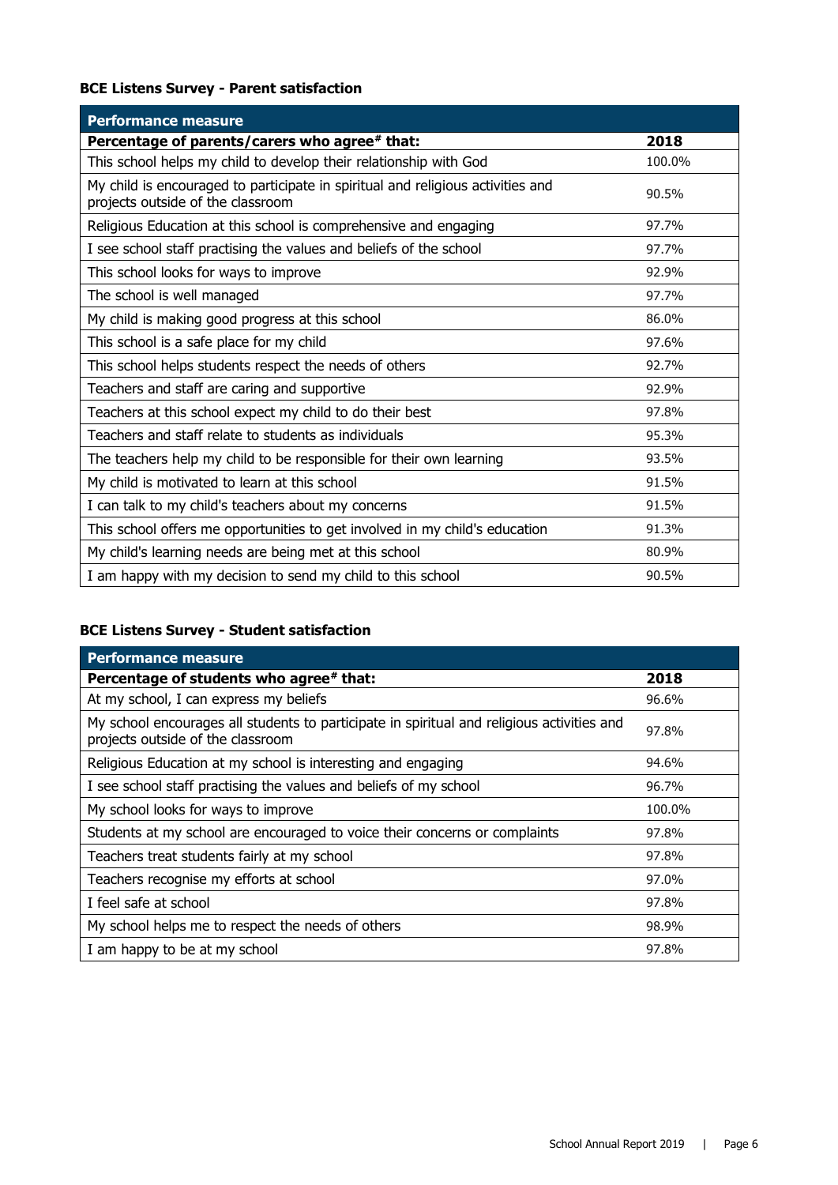**BCE Listens Survey - Parent satisfaction**

| Performance measure | |
|---|---|
| **Percentage of parents/carers who agree# that:** | **2018** |
| This school helps my child to develop their relationship with God | 100.0% |
| My child is encouraged to participate in spiritual and religious activities and projects outside of the classroom | 90.5% |
| Religious Education at this school is comprehensive and engaging | 97.7% |
| I see school staff practising the values and beliefs of the school | 97.7% |
| This school looks for ways to improve | 92.9% |
| The school is well managed | 97.7% |
| My child is making good progress at this school | 86.0% |
| This school is a safe place for my child | 97.6% |
| This school helps students respect the needs of others | 92.7% |
| Teachers and staff are caring and supportive | 92.9% |
| Teachers at this school expect my child to do their best | 97.8% |
| Teachers and staff relate to students as individuals | 95.3% |
| The teachers help my child to be responsible for their own learning | 93.5% |
| My child is motivated to learn at this school | 91.5% |
| I can talk to my child's teachers about my concerns | 91.5% |
| This school offers me opportunities to get involved in my child's education | 91.3% |
| My child's learning needs are being met at this school | 80.9% |
| I am happy with my decision to send my child to this school | 90.5% |

**BCE Listens Survey - Student satisfaction**

| Performance measure | |
|---|---|
| **Percentage of students who agree# that:** | **2018** |
| At my school, I can express my beliefs | 96.6% |
| My school encourages all students to participate in spiritual and religious activities and projects outside of the classroom | 97.8% |
| Religious Education at my school is interesting and engaging | 94.6% |
| I see school staff practising the values and beliefs of my school | 96.7% |
| My school looks for ways to improve | 100.0% |
| Students at my school are encouraged to voice their concerns or complaints | 97.8% |
| Teachers treat students fairly at my school | 97.8% |
| Teachers recognise my efforts at school | 97.0% |
| I feel safe at school | 97.8% |
| My school helps me to respect the needs of others | 98.9% |
| I am happy to be at my school | 97.8% |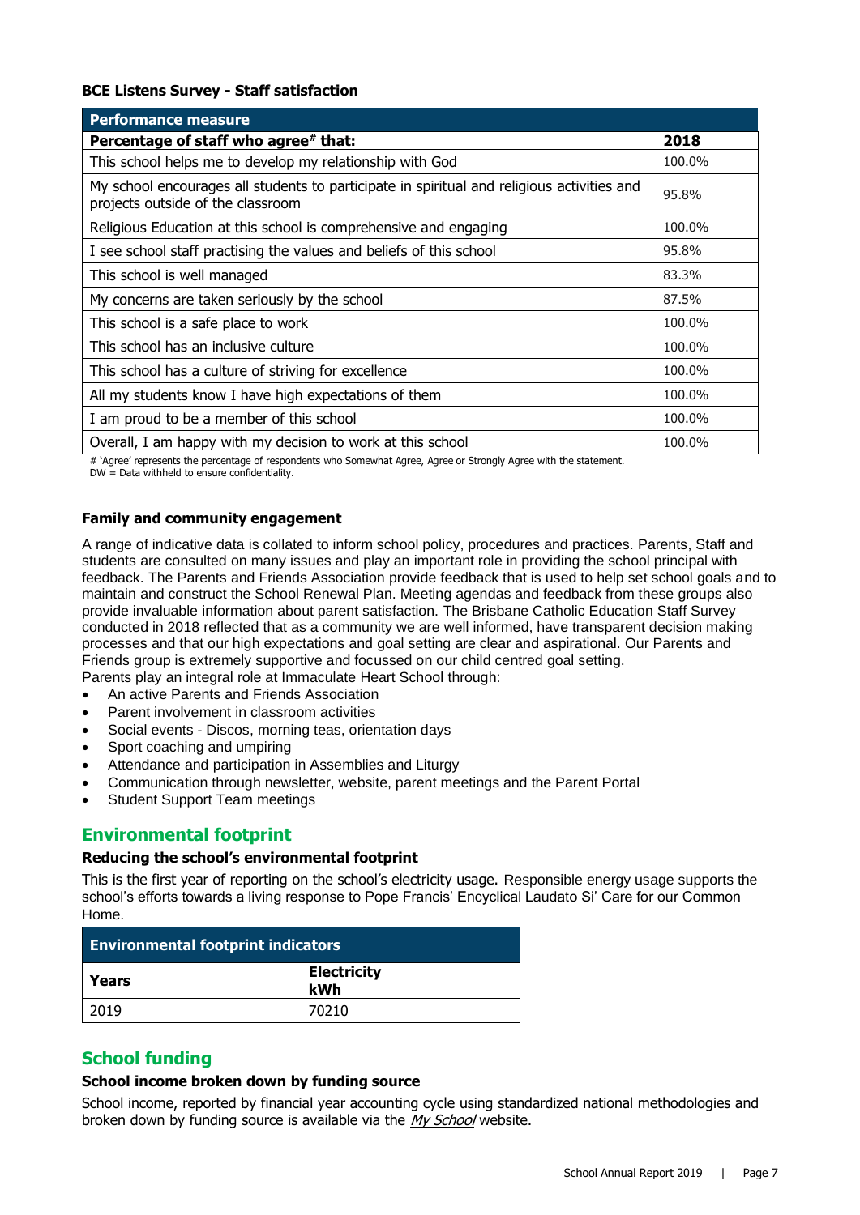**BCE Listens Survey - Staff satisfaction**

| Performance measure | |
|---|---|
| **Percentage of staff who agree# that:** | **2018** |
| This school helps me to develop my relationship with God | 100.0% |
| My school encourages all students to participate in spiritual and religious activities and projects outside of the classroom | 95.8% |
| Religious Education at this school is comprehensive and engaging | 100.0% |
| I see school staff practising the values and beliefs of this school | 95.8% |
| This school is well managed | 83.3% |
| My concerns are taken seriously by the school | 87.5% |
| This school is a safe place to work | 100.0% |
| This school has an inclusive culture | 100.0% |
| This school has a culture of striving for excellence | 100.0% |
| All my students know I have high expectations of them | 100.0% |
| I am proud to be a member of this school | 100.0% |
| Overall, I am happy with my decision to work at this school | 100.0% |

# 'Agree' represents the percentage of respondents who Somewhat Agree, Agree or Strongly Agree with the statement.
DW = Data withheld to ensure confidentiality.

**Family and community engagement**

A range of indicative data is collated to inform school policy, procedures and practices. Parents, Staff and students are consulted on many issues and play an important role in providing the school principal with feedback. The Parents and Friends Association provide feedback that is used to help set school goals and to maintain and construct the School Renewal Plan. Meeting agendas and feedback from these groups also provide invaluable information about parent satisfaction. The Brisbane Catholic Education Staff Survey conducted in 2018 reflected that as a community we are well informed, have transparent decision making processes and that our high expectations and goal setting are clear and aspirational. Our Parents and Friends group is extremely supportive and focussed on our child centred goal setting.
Parents play an integral role at Immaculate Heart School through:

- An active Parents and Friends Association
- Parent involvement in classroom activities
- Social events - Discos, morning teas, orientation days
- Sport coaching and umpiring
- Attendance and participation in Assemblies and Liturgy
- Communication through newsletter, website, parent meetings and the Parent Portal
- Student Support Team meetings

## Environmental footprint

**Reducing the school's environmental footprint**

This is the first year of reporting on the school's electricity usage. Responsible energy usage supports the school's efforts towards a living response to Pope Francis' Encyclical Laudato Si' Care for our Common Home.

| Environmental footprint indicators | |
|---|---|
| **Years** | **Electricity kWh** |
| 2019 | 70210 |

## School funding

**School income broken down by funding source**

School income, reported by financial year accounting cycle using standardized national methodologies and broken down by funding source is available via the *My School* website.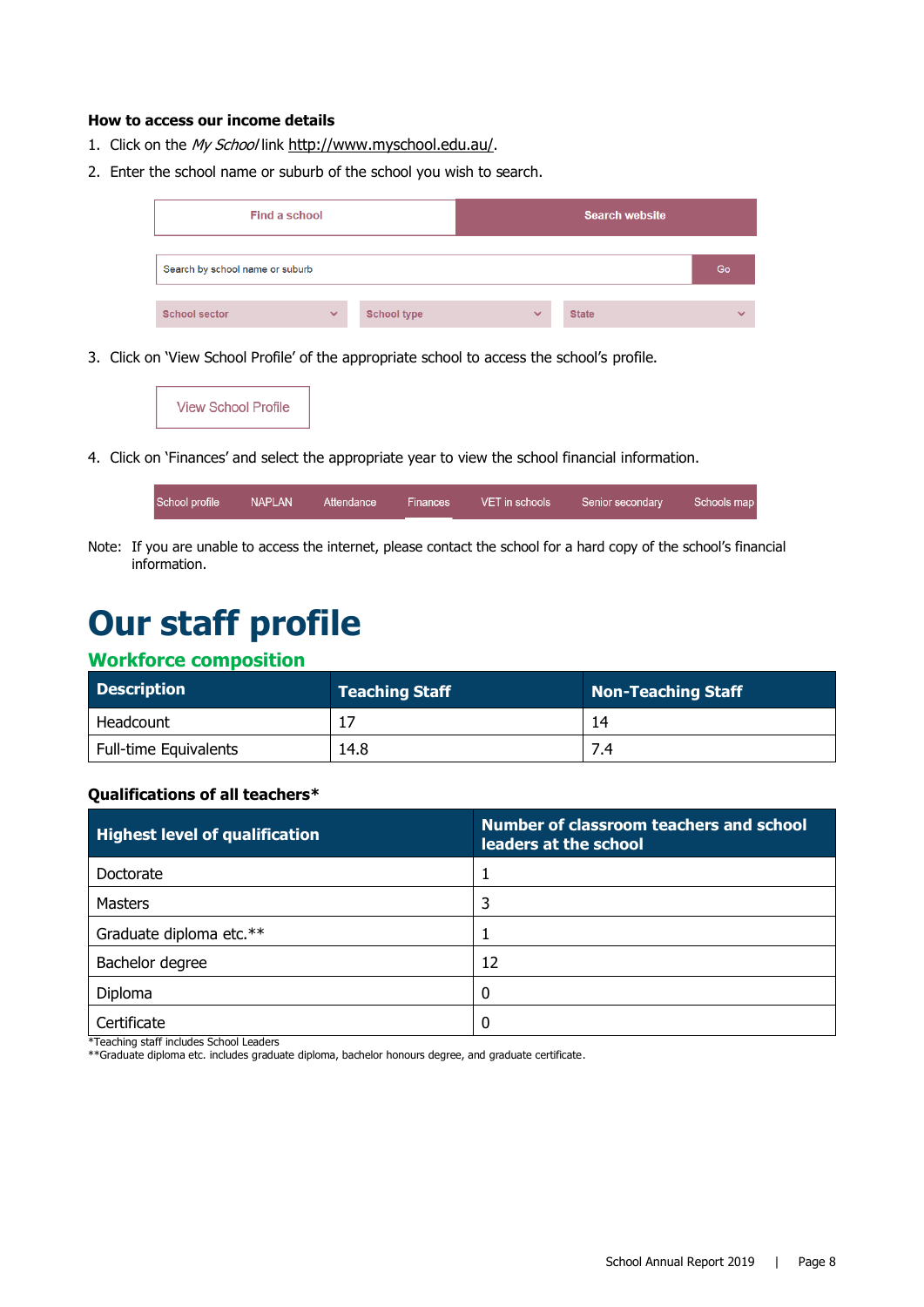**How to access our income details**

1. Click on the *My School* link http://www.myschool.edu.au/.
2. Enter the school name or suburb of the school you wish to search.

| Find a school | Search website |
|---|---|

Search by school name or suburb | Go

School sector | School type | State

3. Click on 'View School Profile' of the appropriate school to access the school's profile.

View School Profile

4. Click on 'Finances' and select the appropriate year to view the school financial information.

School profile | NAPLAN | Attendance | Finances | VET in schools | Senior secondary | Schools map

Note: If you are unable to access the internet, please contact the school for a hard copy of the school's financial information.

# Our staff profile

## Workforce composition

| Description | Teaching Staff | Non-Teaching Staff |
|---|---|---|
| Headcount | 17 | 14 |
| Full-time Equivalents | 14.8 | 7.4 |

### Qualifications of all teachers*

| Highest level of qualification | Number of classroom teachers and school leaders at the school |
|---|---|
| Doctorate | 1 |
| Masters | 3 |
| Graduate diploma etc.** | 1 |
| Bachelor degree | 12 |
| Diploma | 0 |
| Certificate | 0 |

*Teaching staff includes School Leaders

**Graduate diploma etc. includes graduate diploma, bachelor honours degree, and graduate certificate.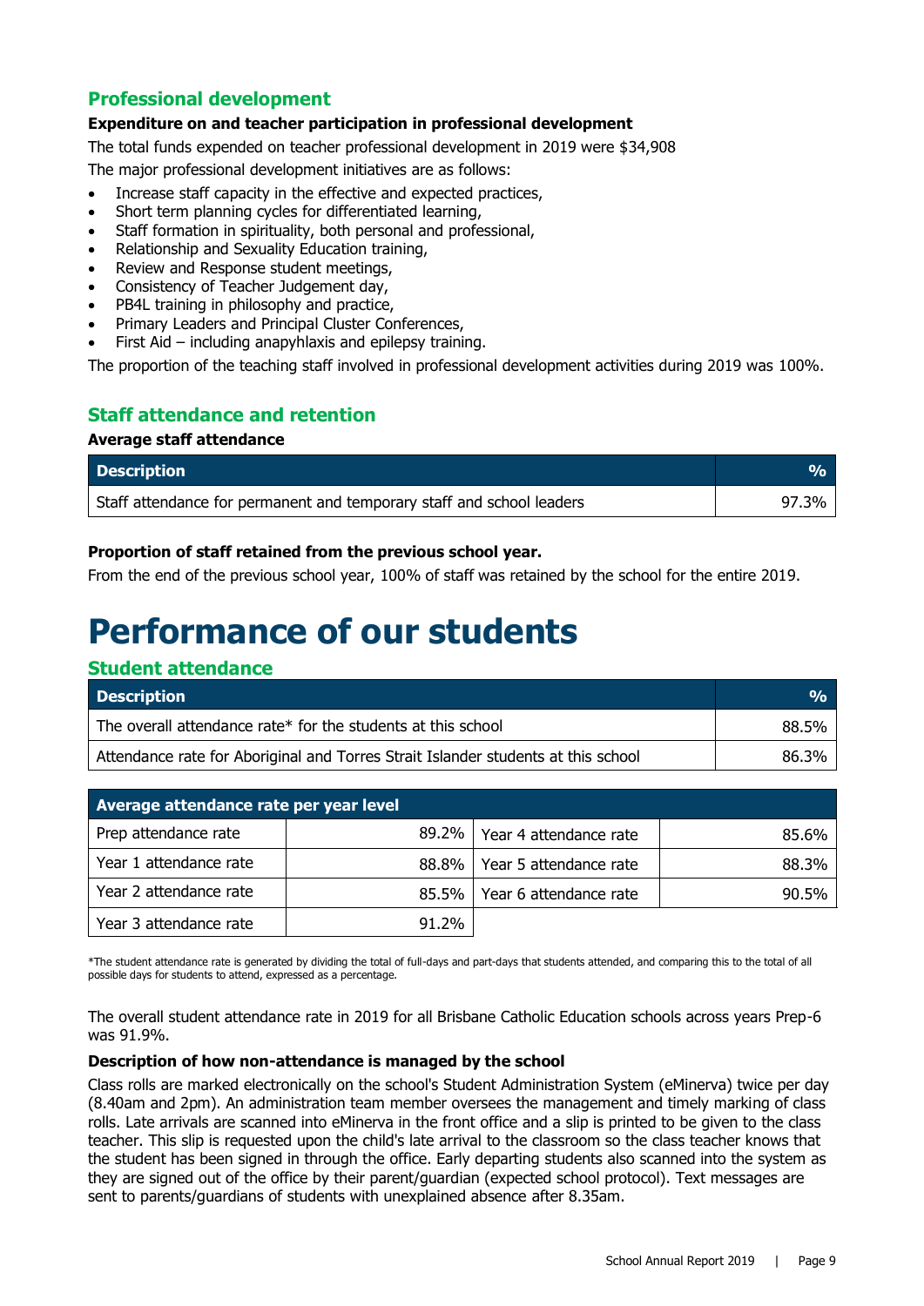## Professional development

**Expenditure on and teacher participation in professional development**

The total funds expended on teacher professional development in 2019 were $34,908

The major professional development initiatives are as follows:

- Increase staff capacity in the effective and expected practices,
- Short term planning cycles for differentiated learning,
- Staff formation in spirituality, both personal and professional,
- Relationship and Sexuality Education training,
- Review and Response student meetings,
- Consistency of Teacher Judgement day,
- PB4L training in philosophy and practice,
- Primary Leaders and Principal Cluster Conferences,
- First Aid – including anapyhlaxis and epilepsy training.

The proportion of the teaching staff involved in professional development activities during 2019 was 100%.

## Staff attendance and retention

**Average staff attendance**

| Description | % |
|---|---|
| Staff attendance for permanent and temporary staff and school leaders | 97.3% |

**Proportion of staff retained from the previous school year.**

From the end of the previous school year, 100% of staff was retained by the school for the entire 2019.

# Performance of our students

## Student attendance

| Description | % |
|---|---|
| The overall attendance rate* for the students at this school | 88.5% |
| Attendance rate for Aboriginal and Torres Strait Islander students at this school | 86.3% |

| Average attendance rate per year level | | | |
|---|---|---|---|
| Prep attendance rate | 89.2% | Year 4 attendance rate | 85.6% |
| Year 1 attendance rate | 88.8% | Year 5 attendance rate | 88.3% |
| Year 2 attendance rate | 85.5% | Year 6 attendance rate | 90.5% |
| Year 3 attendance rate | 91.2% | | |

*The student attendance rate is generated by dividing the total of full-days and part-days that students attended, and comparing this to the total of all possible days for students to attend, expressed as a percentage.

The overall student attendance rate in 2019 for all Brisbane Catholic Education schools across years Prep-6 was 91.9%.

**Description of how non-attendance is managed by the school**

Class rolls are marked electronically on the school's Student Administration System (eMinerva) twice per day (8.40am and 2pm). An administration team member oversees the management and timely marking of class rolls. Late arrivals are scanned into eMinerva in the front office and a slip is printed to be given to the class teacher. This slip is requested upon the child's late arrival to the classroom so the class teacher knows that the student has been signed in through the office. Early departing students also scanned into the system as they are signed out of the office by their parent/guardian (expected school protocol). Text messages are sent to parents/guardians of students with unexplained absence after 8.35am.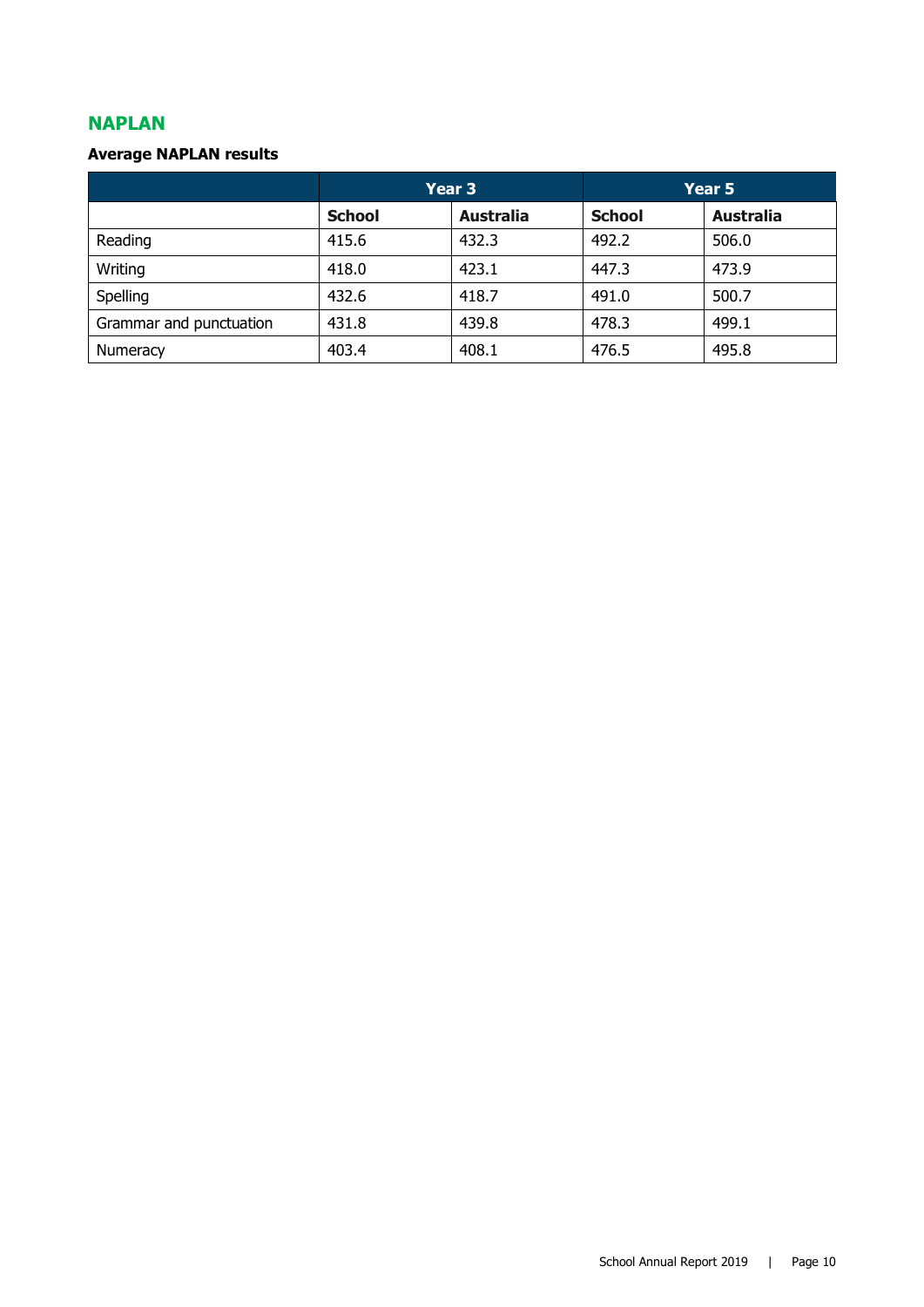## NAPLAN

**Average NAPLAN results**

| | Year 3 | | Year 5 | |
|---|---|---|---|---|
| | **School** | **Australia** | **School** | **Australia** |
| Reading | 415.6 | 432.3 | 492.2 | 506.0 |
| Writing | 418.0 | 423.1 | 447.3 | 473.9 |
| Spelling | 432.6 | 418.7 | 491.0 | 500.7 |
| Grammar and punctuation | 431.8 | 439.8 | 478.3 | 499.1 |
| Numeracy | 403.4 | 408.1 | 476.5 | 495.8 |